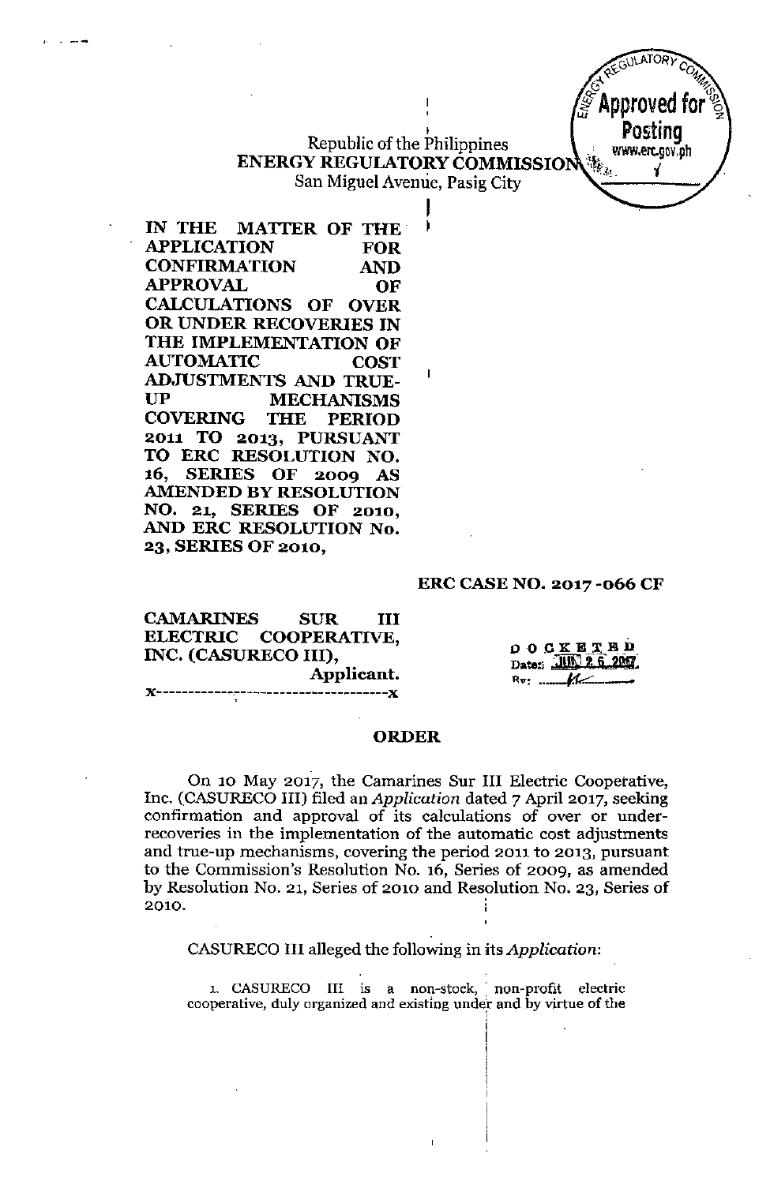Republic of the Philippines
**ENERGY REGULATORY COMMISSION**
San Miguel Avenue, Pasig City

**IN THE MATTER OF THE APPLICATION FOR CONFIRMATION AND APPROVAL OF CALCULATIONS OF OVER OR UNDER RECOVERIES IN THE IMPLEMENTATION OF AUTOMATIC COST ADJUSTMENTS AND TRUE-UP MECHANISMS COVERING THE PERIOD 2011 TO 2013, PURSUANT TO ERC RESOLUTION NO. 16, SERIES OF 2009 AS AMENDED BY RESOLUTION NO. 21, SERIES OF 2010, AND ERC RESOLUTION No. 23, SERIES OF 2010,**

**ERC CASE NO. 2017 -066 CF**

**CAMARINES SUR III ELECTRIC COOPERATIVE, INC. (CASURECO III),**
**Applicant.**
x--------------------------------------x

DOCKETED
Date: JUN 26 2017
By: ______

## ORDER

On 10 May 2017, the Camarines Sur III Electric Cooperative, Inc. (CASURECO III) filed an *Application* dated 7 April 2017, seeking confirmation and approval of its calculations of over or under-recoveries in the implementation of the automatic cost adjustments and true-up mechanisms, covering the period 2011 to 2013, pursuant to the Commission's Resolution No. 16, Series of 2009, as amended by Resolution No. 21, Series of 2010 and Resolution No. 23, Series of 2010.

CASURECO III alleged the following in its *Application*:

1. CASURECO III is a non-stock, non-profit electric cooperative, duly organized and existing under and by virtue of the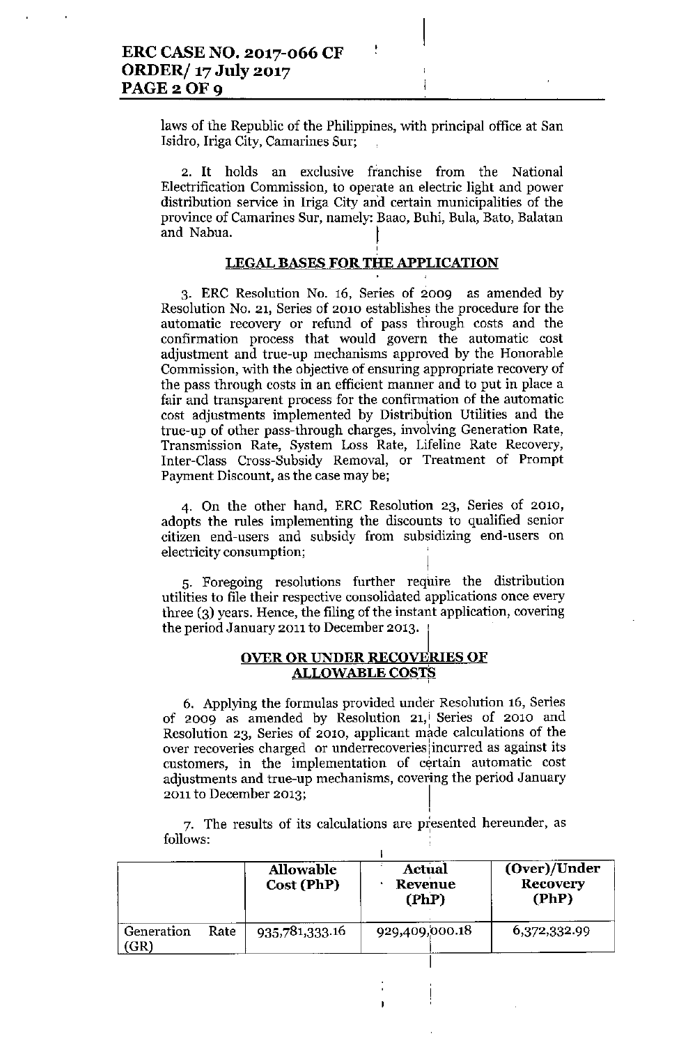laws of the Republic of the Philippines, with principal office at San Isidro, Iriga City, Camarines Sur;

2. It holds an exclusive franchise from the National Electrification Commission, to operate an electric light and power distribution service in Iriga City and certain municipalities of the province of Camarines Sur, namely: Baao, Buhi, Bula, Bato, Balatan and Nabua.

## LEGAL BASES FOR THE APPLICATION

3. ERC Resolution No. 16, Series of 2009 as amended by Resolution No. 21, Series of 2010 establishes the procedure for the automatic recovery or refund of pass through costs and the confirmation process that would govern the automatic cost adjustment and true-up mechanisms approved by the Honorable Commission, with the objective of ensuring appropriate recovery of the pass through costs in an efficient manner and to put in place a fair and transparent process for the confirmation of the automatic cost adjustments implemented by Distribution Utilities and the true-up of other pass-through charges, involving Generation Rate, Transmission Rate, System Loss Rate, Lifeline Rate Recovery, Inter-Class Cross-Subsidy Removal, or Treatment of Prompt Payment Discount, as the case may be;

4. On the other hand, ERC Resolution 23, Series of 2010, adopts the rules implementing the discounts to qualified senior citizen end-users and subsidy from subsidizing end-users on electricity consumption;

5. Foregoing resolutions further require the distribution utilities to file their respective consolidated applications once every three (3) years. Hence, the filing of the instant application, covering the period January 2011 to December 2013.

## OVER OR UNDER RECOVERIES OF ALLOWABLE COSTS

6. Applying the formulas provided under Resolution 16, Series of 2009 as amended by Resolution 21, Series of 2010 and Resolution 23, Series of 2010, applicant made calculations of the over recoveries charged or underrecoveries incurred as against its customers, in the implementation of certain automatic cost adjustments and true-up mechanisms, covering the period January 2011 to December 2013;

7. The results of its calculations are presented hereunder, as follows:

| | Allowable Cost (PhP) | Actual Revenue (PhP) | (Over)/Under Recovery (PhP) |
|---|---|---|---|
| Generation Rate (GR) | 935,781,333.16 | 929,409,000.18 | 6,372,332.99 |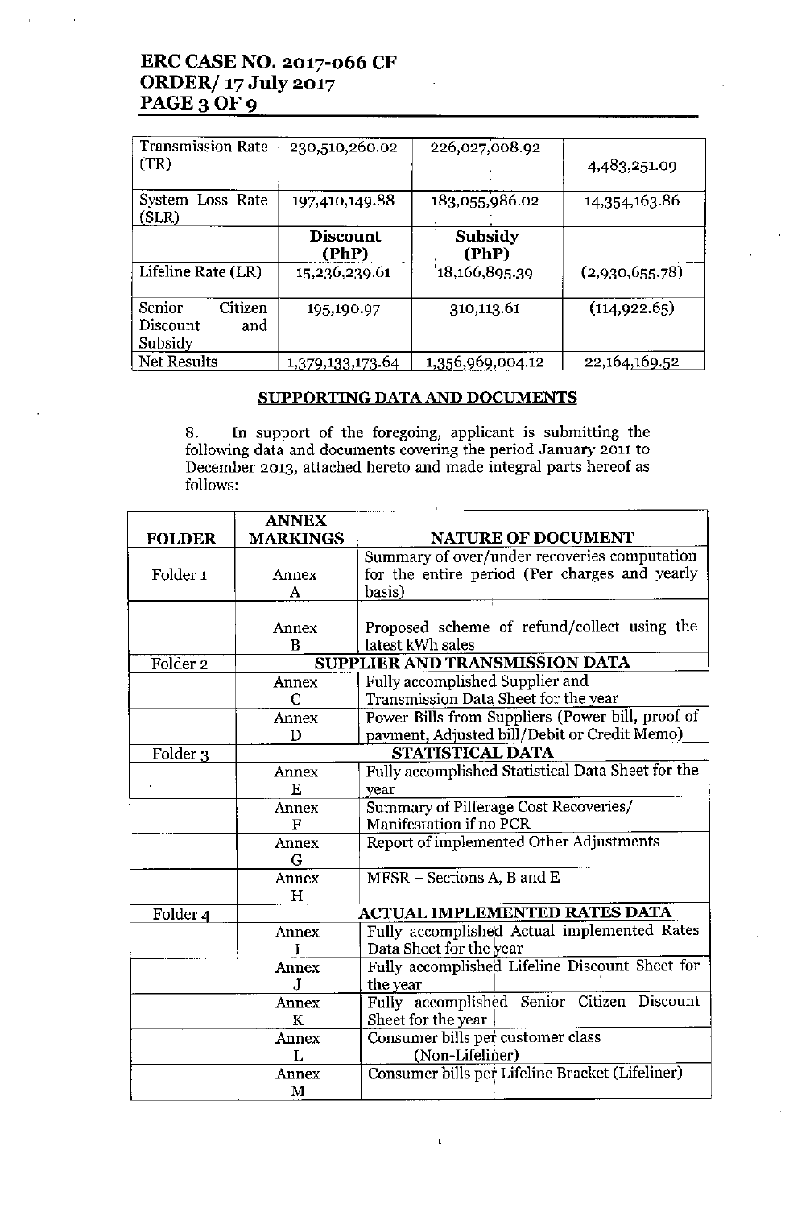| Transmission Rate (TR) | 230,510,260.02 | 226,027,008.92 | 4,483,251.09 |
|---|---|---|---|
| System Loss Rate (SLR) | 197,410,149.88 | 183,055,986.02 | 14,354,163.86 |
| | **Discount (PhP)** | **Subsidy (PhP)** | |
| Lifeline Rate (LR) | 15,236,239.61 | 18,166,895.39 | (2,930,655.78) |
| Senior Citizen Discount and Subsidy | 195,190.97 | 310,113.61 | (114,922.65) |
| Net Results | 1,379,133,173.64 | 1,356,969,004.12 | 22,164,169.52 |

## SUPPORTING DATA AND DOCUMENTS

8. In support of the foregoing, applicant is submitting the following data and documents covering the period January 2011 to December 2013, attached hereto and made integral parts hereof as follows:

| FOLDER | ANNEX MARKINGS | NATURE OF DOCUMENT |
|---|---|---|
| Folder 1 | Annex A | Summary of over/under recoveries computation for the entire period (Per charges and yearly basis) |
| | Annex B | Proposed scheme of refund/collect using the latest kWh sales |
| Folder 2 | **SUPPLIER AND TRANSMISSION DATA** | |
| | Annex C | Fully accomplished Supplier and Transmission Data Sheet for the year |
| | Annex D | Power Bills from Suppliers (Power bill, proof of payment, Adjusted bill/Debit or Credit Memo) |
| Folder 3 | **STATISTICAL DATA** | |
| | Annex E | Fully accomplished Statistical Data Sheet for the year |
| | Annex F | Summary of Pilferage Cost Recoveries/ Manifestation if no PCR |
| | Annex G | Report of implemented Other Adjustments |
| | Annex H | MFSR – Sections A, B and E |
| Folder 4 | **ACTUAL IMPLEMENTED RATES DATA** | |
| | Annex I | Fully accomplished Actual implemented Rates Data Sheet for the year |
| | Annex J | Fully accomplished Lifeline Discount Sheet for the year |
| | Annex K | Fully accomplished Senior Citizen Discount Sheet for the year |
| | Annex L | Consumer bills per customer class (Non-Lifeliner) |
| | Annex M | Consumer bills per Lifeline Bracket (Lifeliner) |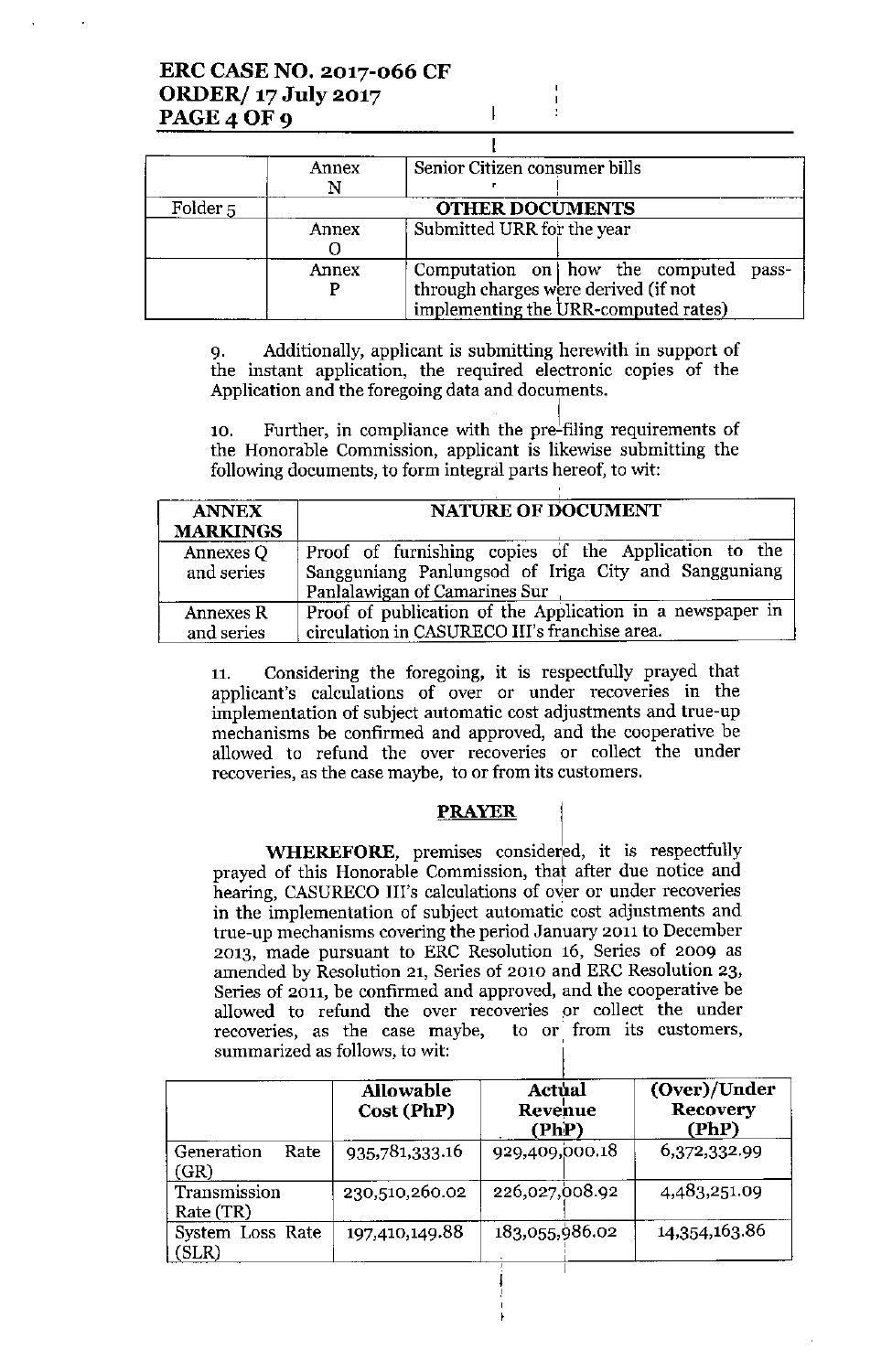| | Annex N | Senior Citizen consumer bills |
|---|---|---|
| Folder 5 | **OTHER DOCUMENTS** | |
| | Annex O | Submitted URR for the year |
| | Annex P | Computation on how the computed pass-through charges were derived (if not implementing the URR-computed rates) |

9. Additionally, applicant is submitting herewith in support of the instant application, the required electronic copies of the Application and the foregoing data and documents.

10. Further, in compliance with the pre-filing requirements of the Honorable Commission, applicant is likewise submitting the following documents, to form integral parts hereof, to wit:

| ANNEX MARKINGS | NATURE OF DOCUMENT |
|---|---|
| Annexes Q and series | Proof of furnishing copies of the Application to the Sangguniang Panlungsod of Iriga City and Sangguniang Panlalawigan of Camarines Sur |
| Annexes R and series | Proof of publication of the Application in a newspaper in circulation in CASURECO III's franchise area. |

11. Considering the foregoing, it is respectfully prayed that applicant's calculations of over or under recoveries in the implementation of subject automatic cost adjustments and true-up mechanisms be confirmed and approved, and the cooperative be allowed to refund the over recoveries or collect the under recoveries, as the case maybe, to or from its customers.

## PRAYER

**WHEREFORE**, premises considered, it is respectfully prayed of this Honorable Commission, that after due notice and hearing, CASURECO III's calculations of over or under recoveries in the implementation of subject automatic cost adjustments and true-up mechanisms covering the period January 2011 to December 2013, made pursuant to ERC Resolution 16, Series of 2009 as amended by Resolution 21, Series of 2010 and ERC Resolution 23, Series of 2011, be confirmed and approved, and the cooperative be allowed to refund the over recoveries or collect the under recoveries, as the case maybe, to or from its customers, summarized as follows, to wit:

| | Allowable Cost (PhP) | Actual Revenue (PhP) | (Over)/Under Recovery (PhP) |
|---|---|---|---|
| Generation Rate (GR) | 935,781,333.16 | 929,409,000.18 | 6,372,332.99 |
| Transmission Rate (TR) | 230,510,260.02 | 226,027,008.92 | 4,483,251.09 |
| System Loss Rate (SLR) | 197,410,149.88 | 183,055,986.02 | 14,354,163.86 |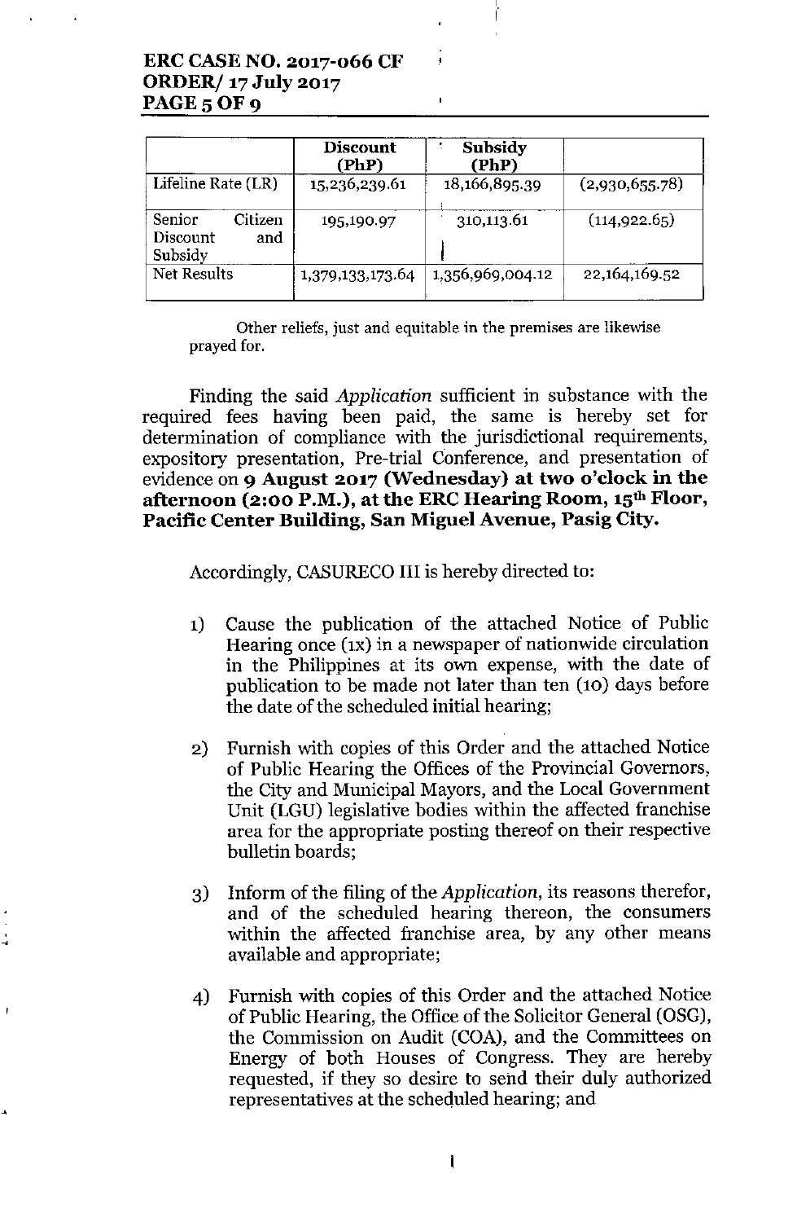| | Discount (PhP) | Subsidy (PhP) | |
|---|---|---|---|
| Lifeline Rate (LR) | 15,236,239.61 | 18,166,895.39 | (2,930,655.78) |
| Senior Citizen Discount and Subsidy | 195,190.97 | 310,113.61 | (114,922.65) |
| Net Results | 1,379,133,173.64 | 1,356,969,004.12 | 22,164,169.52 |

Other reliefs, just and equitable in the premises are likewise prayed for.

Finding the said *Application* sufficient in substance with the required fees having been paid, the same is hereby set for determination of compliance with the jurisdictional requirements, expository presentation, Pre-trial Conference, and presentation of evidence on **9 August 2017 (Wednesday) at two o'clock in the afternoon (2:00 P.M.), at the ERC Hearing Room, 15th Floor, Pacific Center Building, San Miguel Avenue, Pasig City.**

Accordingly, CASURECO III is hereby directed to:

1) Cause the publication of the attached Notice of Public Hearing once (1x) in a newspaper of nationwide circulation in the Philippines at its own expense, with the date of publication to be made not later than ten (10) days before the date of the scheduled initial hearing;

2) Furnish with copies of this Order and the attached Notice of Public Hearing the Offices of the Provincial Governors, the City and Municipal Mayors, and the Local Government Unit (LGU) legislative bodies within the affected franchise area for the appropriate posting thereof on their respective bulletin boards;

3) Inform of the filing of the *Application*, its reasons therefor, and of the scheduled hearing thereon, the consumers within the affected franchise area, by any other means available and appropriate;

4) Furnish with copies of this Order and the attached Notice of Public Hearing, the Office of the Solicitor General (OSG), the Commission on Audit (COA), and the Committees on Energy of both Houses of Congress. They are hereby requested, if they so desire to send their duly authorized representatives at the scheduled hearing; and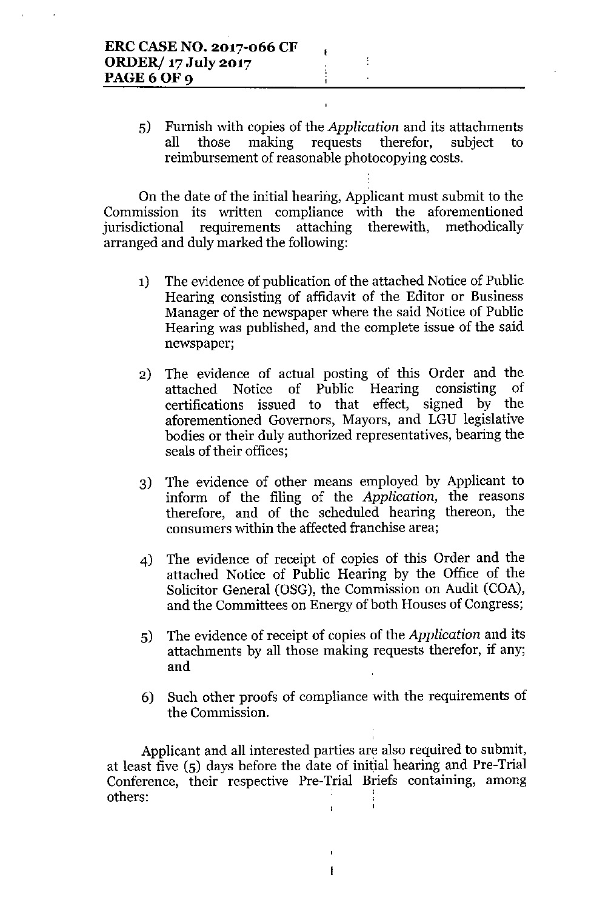5) Furnish with copies of the *Application* and its attachments all those making requests therefor, subject to reimbursement of reasonable photocopying costs.

On the date of the initial hearing, Applicant must submit to the Commission its written compliance with the aforementioned jurisdictional requirements attaching therewith, methodically arranged and duly marked the following:

1) The evidence of publication of the attached Notice of Public Hearing consisting of affidavit of the Editor or Business Manager of the newspaper where the said Notice of Public Hearing was published, and the complete issue of the said newspaper;

2) The evidence of actual posting of this Order and the attached Notice of Public Hearing consisting of certifications issued to that effect, signed by the aforementioned Governors, Mayors, and LGU legislative bodies or their duly authorized representatives, bearing the seals of their offices;

3) The evidence of other means employed by Applicant to inform of the filing of the *Application,* the reasons therefore, and of the scheduled hearing thereon, the consumers within the affected franchise area;

4) The evidence of receipt of copies of this Order and the attached Notice of Public Hearing by the Office of the Solicitor General (OSG), the Commission on Audit (COA), and the Committees on Energy of both Houses of Congress;

5) The evidence of receipt of copies of the *Application* and its attachments by all those making requests therefor, if any; and

6) Such other proofs of compliance with the requirements of the Commission.

Applicant and all interested parties are also required to submit, at least five (5) days before the date of initial hearing and Pre-Trial Conference, their respective Pre-Trial Briefs containing, among others: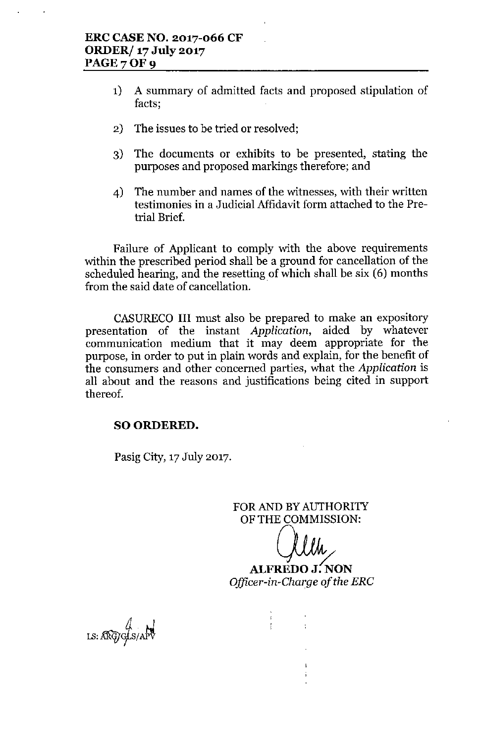1) A summary of admitted facts and proposed stipulation of facts;

2) The issues to be tried or resolved;

3) The documents or exhibits to be presented, stating the purposes and proposed markings therefore; and

4) The number and names of the witnesses, with their written testimonies in a Judicial Affidavit form attached to the Pre-trial Brief.

Failure of Applicant to comply with the above requirements within the prescribed period shall be a ground for cancellation of the scheduled hearing, and the resetting of which shall be six (6) months from the said date of cancellation.

CASURECO III must also be prepared to make an expository presentation of the instant *Application*, aided by whatever communication medium that it may deem appropriate for the purpose, in order to put in plain words and explain, for the benefit of the consumers and other concerned parties, what the *Application* is all about and the reasons and justifications being cited in support thereof.

**SO ORDERED.**

Pasig City, 17 July 2017.

FOR AND BY AUTHORITY OF THE COMMISSION:

**ALFREDO J. NON**
*Officer-in-Charge of the ERC*

LS: ARG/GLS/APV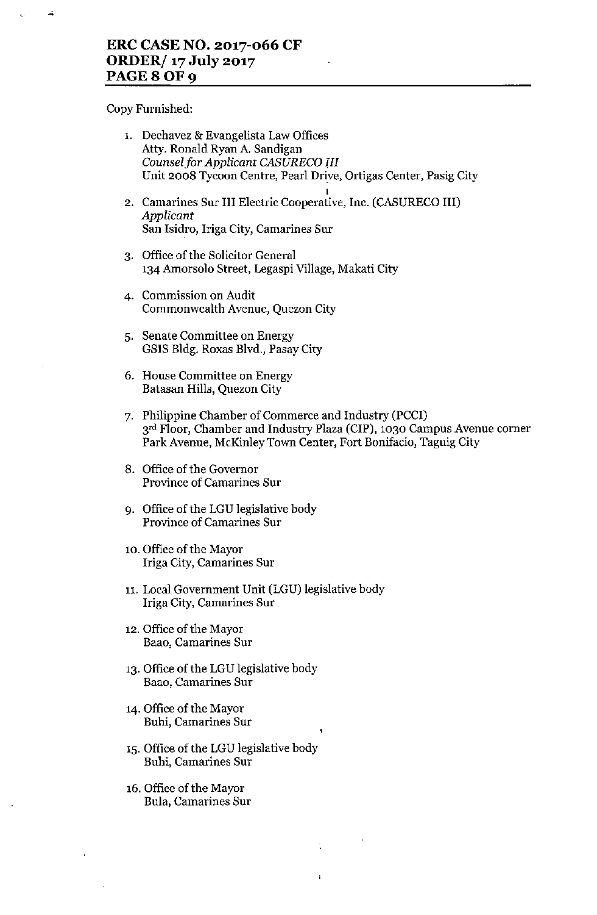Copy Furnished:

1. Dechavez & Evangelista Law Offices
   Atty. Ronald Ryan A. Sandigan
   *Counsel for Applicant CASURECO III*
   Unit 2008 Tycoon Centre, Pearl Drive, Ortigas Center, Pasig City

2. Camarines Sur III Electric Cooperative, Inc. (CASURECO III)
   *Applicant*
   San Isidro, Iriga City, Camarines Sur

3. Office of the Solicitor General
   134 Amorsolo Street, Legaspi Village, Makati City

4. Commission on Audit
   Commonwealth Avenue, Quezon City

5. Senate Committee on Energy
   GSIS Bldg. Roxas Blvd., Pasay City

6. House Committee on Energy
   Batasan Hills, Quezon City

7. Philippine Chamber of Commerce and Industry (PCCI)
   3rd Floor, Chamber and Industry Plaza (CIP), 1030 Campus Avenue corner Park Avenue, McKinley Town Center, Fort Bonifacio, Taguig City

8. Office of the Governor
   Province of Camarines Sur

9. Office of the LGU legislative body
   Province of Camarines Sur

10. Office of the Mayor
    Iriga City, Camarines Sur

11. Local Government Unit (LGU) legislative body
    Iriga City, Camarines Sur

12. Office of the Mayor
    Baao, Camarines Sur

13. Office of the LGU legislative body
    Baao, Camarines Sur

14. Office of the Mayor
    Buhi, Camarines Sur

15. Office of the LGU legislative body
    Buhi, Camarines Sur

16. Office of the Mayor
    Bula, Camarines Sur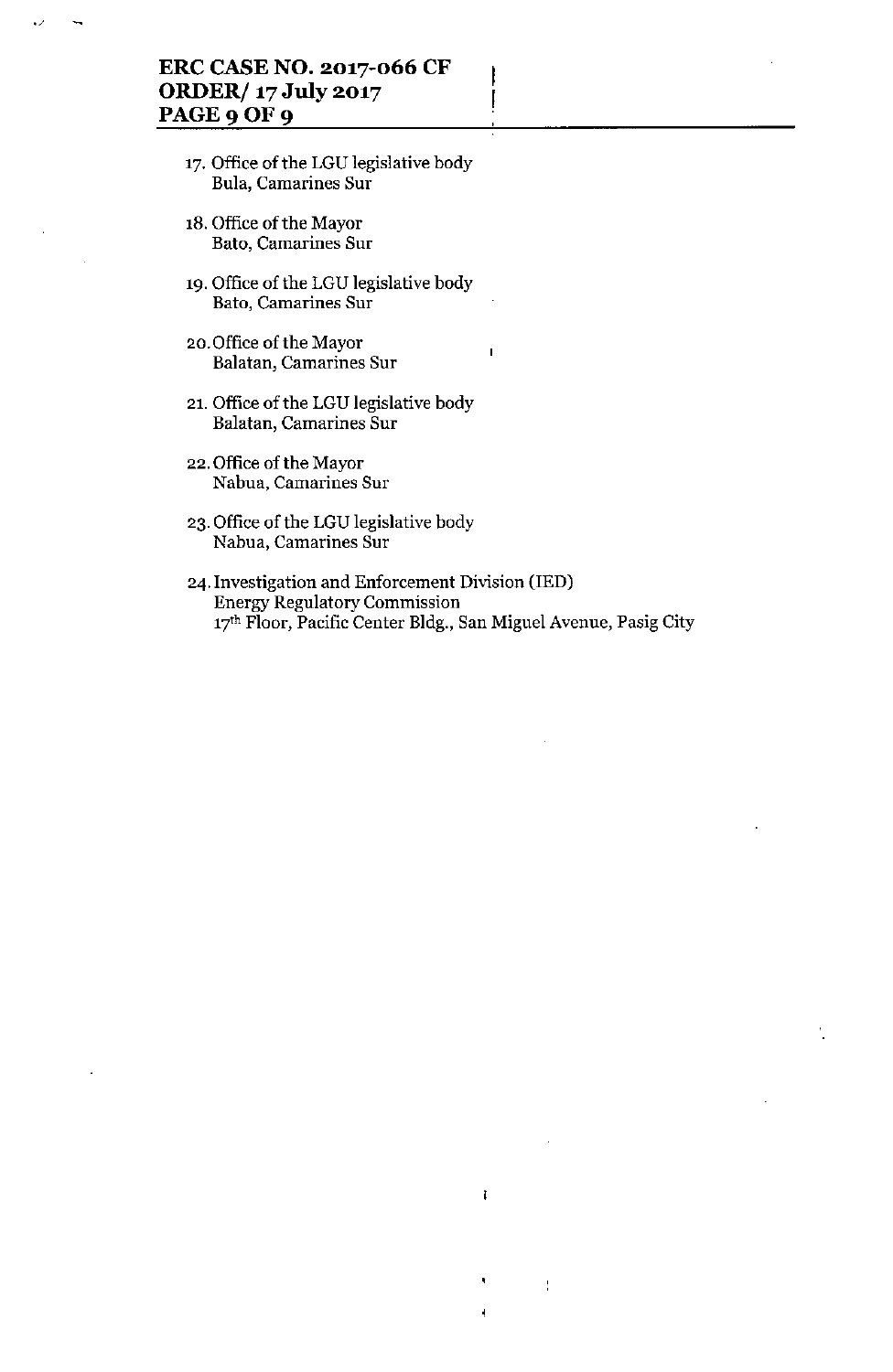17. Office of the LGU legislative body
    Bula, Camarines Sur

18. Office of the Mayor
    Bato, Camarines Sur

19. Office of the LGU legislative body
    Bato, Camarines Sur

20. Office of the Mayor
    Balatan, Camarines Sur

21. Office of the LGU legislative body
    Balatan, Camarines Sur

22. Office of the Mayor
    Nabua, Camarines Sur

23. Office of the LGU legislative body
    Nabua, Camarines Sur

24. Investigation and Enforcement Division (IED)
    Energy Regulatory Commission
    17th Floor, Pacific Center Bldg., San Miguel Avenue, Pasig City